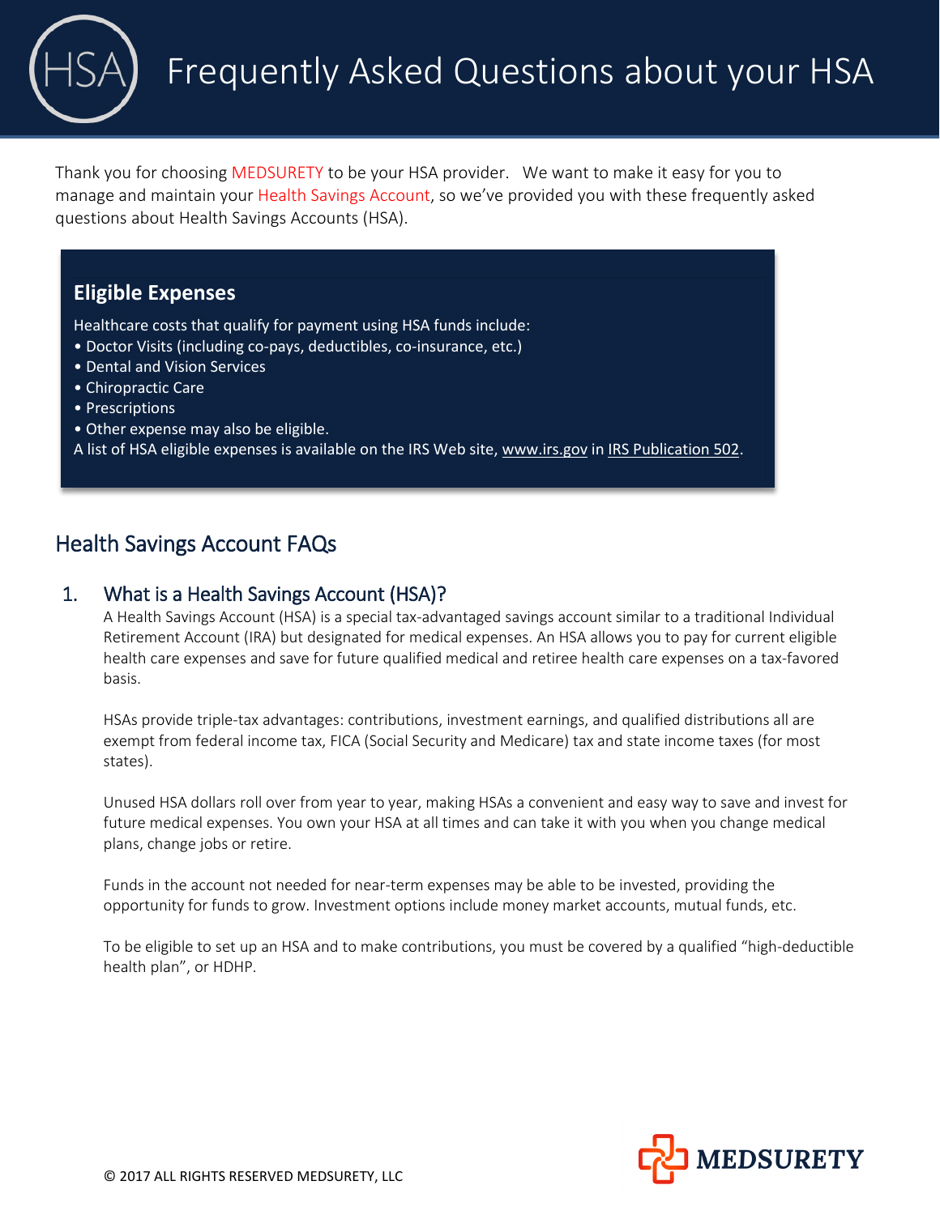# Frequently Asked Questions about your HSA

Thank you for choosing MEDSURETY to be your HSA provider. We want to make it easy for you to manage and maintain your Health Savings Account, so we've provided you with these frequently asked questions about Health Savings Accounts (HSA).

### Eligible Expenses

Healthcare costs that qualify for payment using HSA funds include:

- Doctor Visits (including co-pays, deductibles, co-insurance, etc.)
- Dental and Vision Services
- Chiropractic Care
- Prescriptions
- Other expense may also be eligible.

A list of HSA eligible expenses is available on the IRS Web site, www.irs.gov in IRS Publication 502.

## Health Savings Account FAQs

### 1. What is a Health Savings Account (HSA)?

A Health Savings Account (HSA) is a special tax-advantaged savings account similar to a traditional Individual Retirement Account (IRA) but designated for medical expenses. An HSA allows you to pay for current eligible health care expenses and save for future qualified medical and retiree health care expenses on a tax-favored basis.

HSAs provide triple-tax advantages: contributions, investment earnings, and qualified distributions all are exempt from federal income tax, FICA (Social Security and Medicare) tax and state income taxes (for most states).

Unused HSA dollars roll over from year to year, making HSAs a convenient and easy way to save and invest for future medical expenses. You own your HSA at all times and can take it with you when you change medical plans, change jobs or retire.

Funds in the account not needed for near-term expenses may be able to be invested, providing the opportunity for funds to grow. Investment options include money market accounts, mutual funds, etc.

To be eligible to set up an HSA and to make contributions, you must be covered by a qualified "high-deductible health plan", or HDHP.

© 2017 ALL RIGHTS RESERVED MEDSURETY, LLC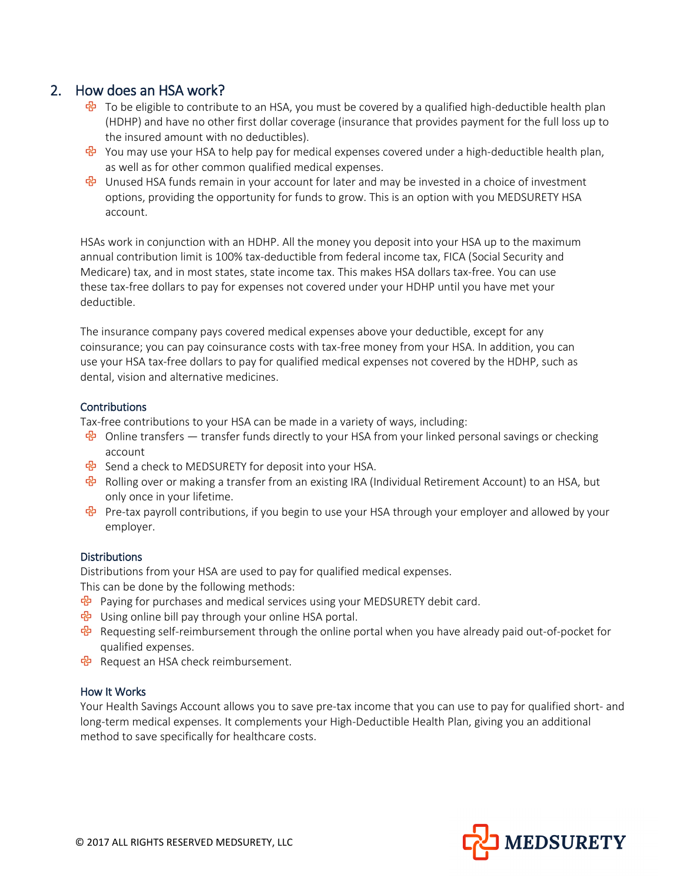## 2. How does an HSA work?

- To be eligible to contribute to an HSA, you must be covered by a qualified high-deductible health plan (HDHP) and have no other first dollar coverage (insurance that provides payment for the full loss up to the insured amount with no deductibles).
- You may use your HSA to help pay for medical expenses covered under a high-deductible health plan, as well as for other common qualified medical expenses.
- Unused HSA funds remain in your account for later and may be invested in a choice of investment options, providing the opportunity for funds to grow. This is an option with you MEDSURETY HSA account.

HSAs work in conjunction with an HDHP. All the money you deposit into your HSA up to the maximum annual contribution limit is 100% tax-deductible from federal income tax, FICA (Social Security and Medicare) tax, and in most states, state income tax. This makes HSA dollars tax-free. You can use these tax-free dollars to pay for expenses not covered under your HDHP until you have met your deductible.

The insurance company pays covered medical expenses above your deductible, except for any coinsurance; you can pay coinsurance costs with tax-free money from your HSA. In addition, you can use your HSA tax-free dollars to pay for qualified medical expenses not covered by the HDHP, such as dental, vision and alternative medicines.

### Contributions

Tax-free contributions to your HSA can be made in a variety of ways, including:

- Online transfers — transfer funds directly to your HSA from your linked personal savings or checking account
- Send a check to MEDSURETY for deposit into your HSA.
- Rolling over or making a transfer from an existing IRA (Individual Retirement Account) to an HSA, but only once in your lifetime.
- Pre-tax payroll contributions, if you begin to use your HSA through your employer and allowed by your employer.

### Distributions

Distributions from your HSA are used to pay for qualified medical expenses.
This can be done by the following methods:

- Paying for purchases and medical services using your MEDSURETY debit card.
- Using online bill pay through your online HSA portal.
- Requesting self-reimbursement through the online portal when you have already paid out-of-pocket for qualified expenses.
- Request an HSA check reimbursement.

### How It Works

Your Health Savings Account allows you to save pre-tax income that you can use to pay for qualified short- and long-term medical expenses. It complements your High-Deductible Health Plan, giving you an additional method to save specifically for healthcare costs.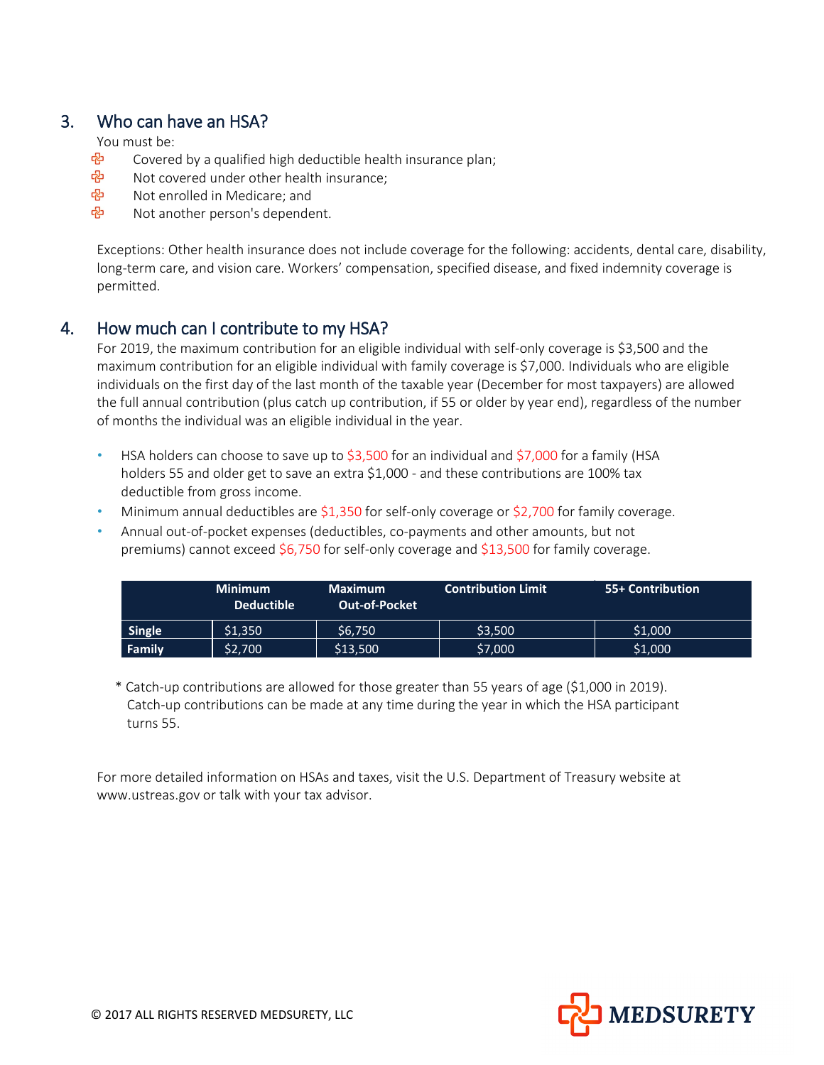## 3. Who can have an HSA?

You must be:

- Covered by a qualified high deductible health insurance plan;
- Not covered under other health insurance;
- Not enrolled in Medicare; and
- Not another person's dependent.

Exceptions: Other health insurance does not include coverage for the following: accidents, dental care, disability, long-term care, and vision care. Workers' compensation, specified disease, and fixed indemnity coverage is permitted.

## 4. How much can I contribute to my HSA?

For 2019, the maximum contribution for an eligible individual with self-only coverage is $3,500 and the maximum contribution for an eligible individual with family coverage is $7,000. Individuals who are eligible individuals on the first day of the last month of the taxable year (December for most taxpayers) are allowed the full annual contribution (plus catch up contribution, if 55 or older by year end), regardless of the number of months the individual was an eligible individual in the year.

- HSA holders can choose to save up to $3,500 for an individual and $7,000 for a family (HSA holders 55 and older get to save an extra $1,000 - and these contributions are 100% tax deductible from gross income.
- Minimum annual deductibles are $1,350 for self-only coverage or $2,700 for family coverage.
- Annual out-of-pocket expenses (deductibles, co-payments and other amounts, but not premiums) cannot exceed $6,750 for self-only coverage and $13,500 for family coverage.

| | Minimum Deductible | Maximum Out-of-Pocket | Contribution Limit | 55+ Contribution |
|---|---|---|---|---|
| **Single** | $1,350 | $6,750 | $3,500 | $1,000 |
| **Family** | $2,700 | $13,500 | $7,000 | $1,000 |

\* Catch-up contributions are allowed for those greater than 55 years of age ($1,000 in 2019). Catch-up contributions can be made at any time during the year in which the HSA participant turns 55.

For more detailed information on HSAs and taxes, visit the U.S. Department of Treasury website at www.ustreas.gov or talk with your tax advisor.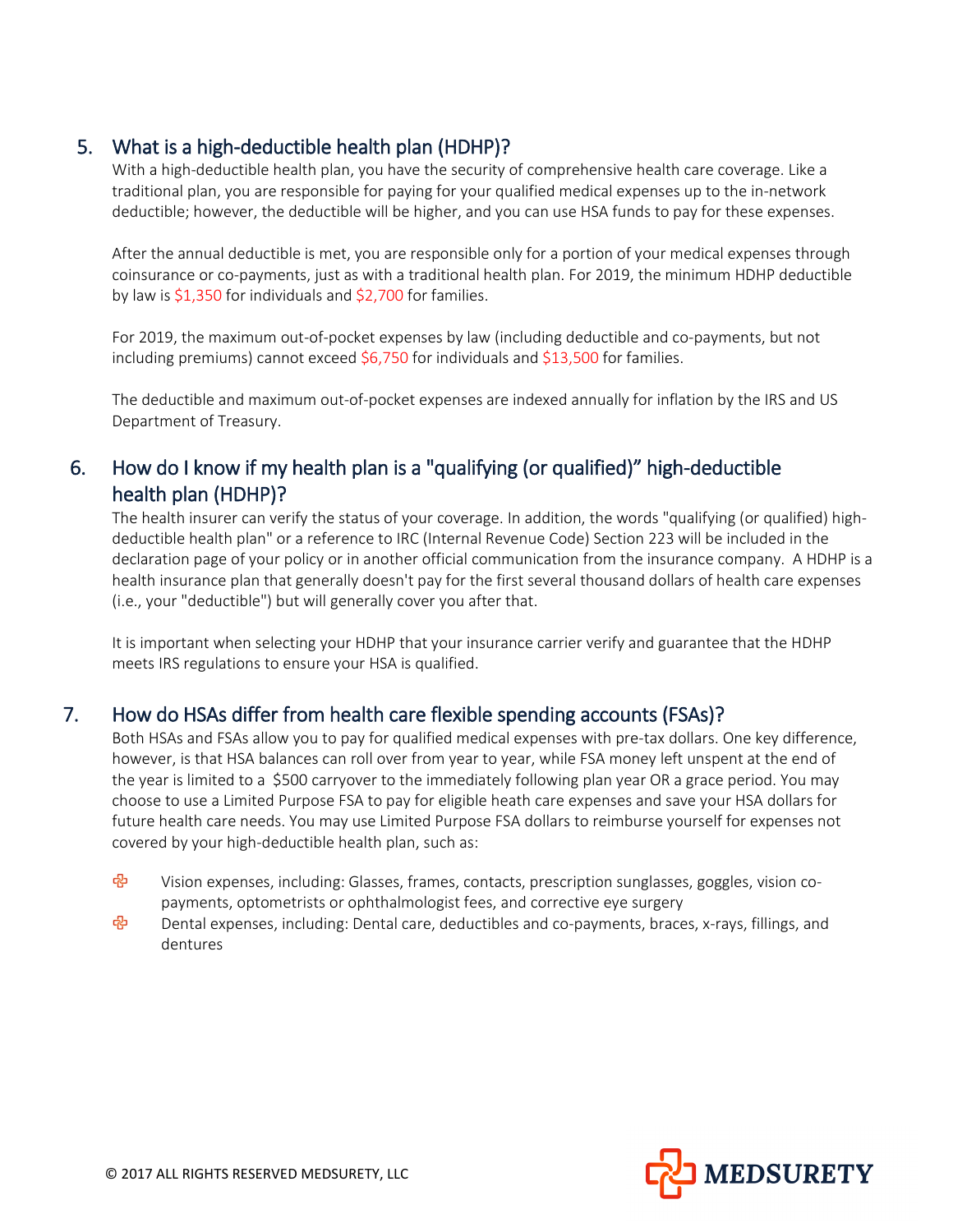## 5. What is a high-deductible health plan (HDHP)?

With a high-deductible health plan, you have the security of comprehensive health care coverage. Like a traditional plan, you are responsible for paying for your qualified medical expenses up to the in-network deductible; however, the deductible will be higher, and you can use HSA funds to pay for these expenses.

After the annual deductible is met, you are responsible only for a portion of your medical expenses through coinsurance or co-payments, just as with a traditional health plan. For 2019, the minimum HDHP deductible by law is $1,350 for individuals and $2,700 for families.

For 2019, the maximum out-of-pocket expenses by law (including deductible and co-payments, but not including premiums) cannot exceed $6,750 for individuals and $13,500 for families.

The deductible and maximum out-of-pocket expenses are indexed annually for inflation by the IRS and US Department of Treasury.

## 6. How do I know if my health plan is a "qualifying (or qualified)" high-deductible health plan (HDHP)?

The health insurer can verify the status of your coverage. In addition, the words "qualifying (or qualified) high-deductible health plan" or a reference to IRC (Internal Revenue Code) Section 223 will be included in the declaration page of your policy or in another official communication from the insurance company. A HDHP is a health insurance plan that generally doesn't pay for the first several thousand dollars of health care expenses (i.e., your "deductible") but will generally cover you after that.

It is important when selecting your HDHP that your insurance carrier verify and guarantee that the HDHP meets IRS regulations to ensure your HSA is qualified.

## 7. How do HSAs differ from health care flexible spending accounts (FSAs)?

Both HSAs and FSAs allow you to pay for qualified medical expenses with pre-tax dollars. One key difference, however, is that HSA balances can roll over from year to year, while FSA money left unspent at the end of the year is limited to a $500 carryover to the immediately following plan year OR a grace period. You may choose to use a Limited Purpose FSA to pay for eligible heath care expenses and save your HSA dollars for future health care needs. You may use Limited Purpose FSA dollars to reimburse yourself for expenses not covered by your high-deductible health plan, such as:

- Vision expenses, including: Glasses, frames, contacts, prescription sunglasses, goggles, vision co-payments, optometrists or ophthalmologist fees, and corrective eye surgery
- Dental expenses, including: Dental care, deductibles and co-payments, braces, x-rays, fillings, and dentures

© 2017 ALL RIGHTS RESERVED MEDSURETY, LLC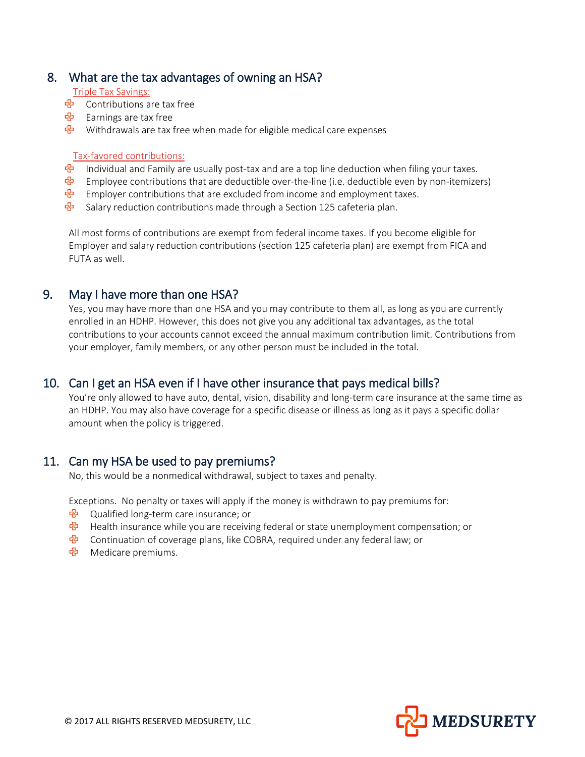## 8. What are the tax advantages of owning an HSA?

Triple Tax Savings:

- Contributions are tax free
- Earnings are tax free
- Withdrawals are tax free when made for eligible medical care expenses

Tax-favored contributions:

- Individual and Family are usually post-tax and are a top line deduction when filing your taxes.
- Employee contributions that are deductible over-the-line (i.e. deductible even by non-itemizers)
- Employer contributions that are excluded from income and employment taxes.
- Salary reduction contributions made through a Section 125 cafeteria plan.

All most forms of contributions are exempt from federal income taxes. If you become eligible for Employer and salary reduction contributions (section 125 cafeteria plan) are exempt from FICA and FUTA as well.

## 9. May I have more than one HSA?

Yes, you may have more than one HSA and you may contribute to them all, as long as you are currently enrolled in an HDHP. However, this does not give you any additional tax advantages, as the total contributions to your accounts cannot exceed the annual maximum contribution limit. Contributions from your employer, family members, or any other person must be included in the total.

## 10. Can I get an HSA even if I have other insurance that pays medical bills?

You're only allowed to have auto, dental, vision, disability and long-term care insurance at the same time as an HDHP. You may also have coverage for a specific disease or illness as long as it pays a specific dollar amount when the policy is triggered.

## 11. Can my HSA be used to pay premiums?

No, this would be a nonmedical withdrawal, subject to taxes and penalty.

Exceptions. No penalty or taxes will apply if the money is withdrawn to pay premiums for:

- Qualified long-term care insurance; or
- Health insurance while you are receiving federal or state unemployment compensation; or
- Continuation of coverage plans, like COBRA, required under any federal law; or
- Medicare premiums.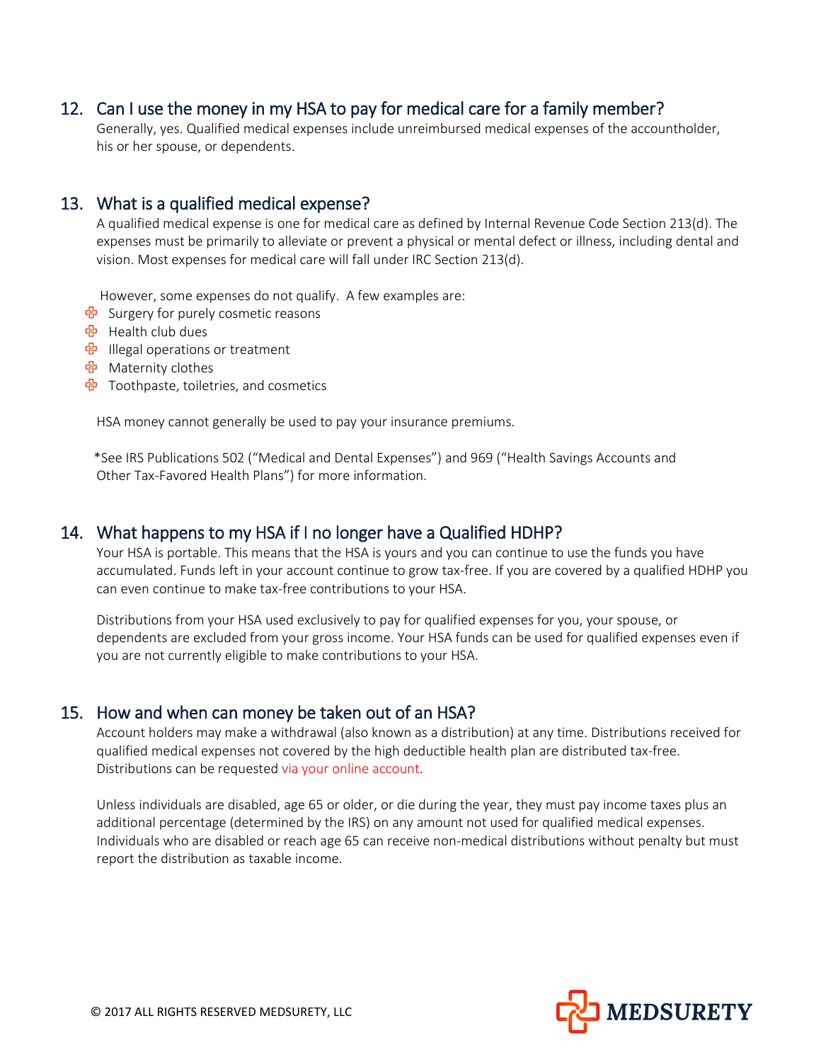## 12. Can I use the money in my HSA to pay for medical care for a family member?

Generally, yes. Qualified medical expenses include unreimbursed medical expenses of the accountholder, his or her spouse, or dependents.

## 13. What is a qualified medical expense?

A qualified medical expense is one for medical care as defined by Internal Revenue Code Section 213(d). The expenses must be primarily to alleviate or prevent a physical or mental defect or illness, including dental and vision. Most expenses for medical care will fall under IRC Section 213(d).

However, some expenses do not qualify. A few examples are:

- Surgery for purely cosmetic reasons
- Health club dues
- Illegal operations or treatment
- Maternity clothes
- Toothpaste, toiletries, and cosmetics

HSA money cannot generally be used to pay your insurance premiums.

*See IRS Publications 502 ("Medical and Dental Expenses") and 969 ("Health Savings Accounts and Other Tax-Favored Health Plans") for more information.

## 14. What happens to my HSA if I no longer have a Qualified HDHP?

Your HSA is portable. This means that the HSA is yours and you can continue to use the funds you have accumulated. Funds left in your account continue to grow tax-free. If you are covered by a qualified HDHP you can even continue to make tax-free contributions to your HSA.

Distributions from your HSA used exclusively to pay for qualified expenses for you, your spouse, or dependents are excluded from your gross income. Your HSA funds can be used for qualified expenses even if you are not currently eligible to make contributions to your HSA.

## 15. How and when can money be taken out of an HSA?

Account holders may make a withdrawal (also known as a distribution) at any time. Distributions received for qualified medical expenses not covered by the high deductible health plan are distributed tax-free. Distributions can be requested via your online account.

Unless individuals are disabled, age 65 or older, or die during the year, they must pay income taxes plus an additional percentage (determined by the IRS) on any amount not used for qualified medical expenses. Individuals who are disabled or reach age 65 can receive non-medical distributions without penalty but must report the distribution as taxable income.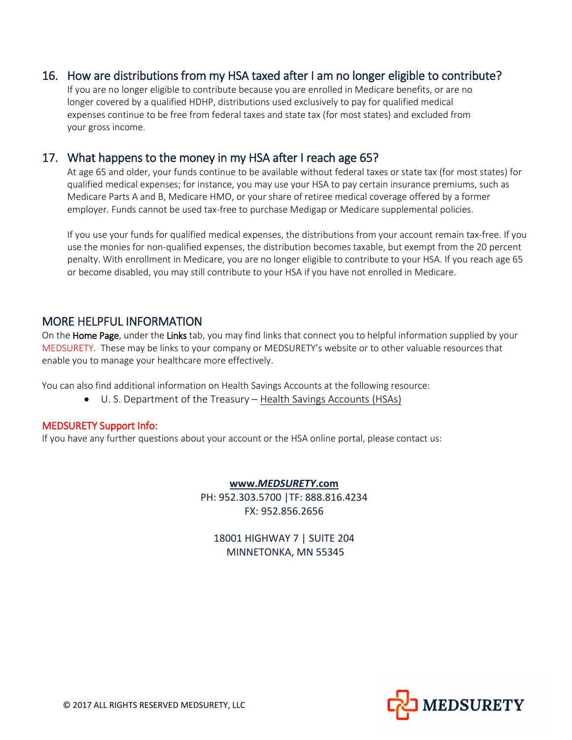## 16. How are distributions from my HSA taxed after I am no longer eligible to contribute?

If you are no longer eligible to contribute because you are enrolled in Medicare benefits, or are no longer covered by a qualified HDHP, distributions used exclusively to pay for qualified medical expenses continue to be free from federal taxes and state tax (for most states) and excluded from your gross income.

## 17. What happens to the money in my HSA after I reach age 65?

At age 65 and older, your funds continue to be available without federal taxes or state tax (for most states) for qualified medical expenses; for instance, you may use your HSA to pay certain insurance premiums, such as Medicare Parts A and B, Medicare HMO, or your share of retiree medical coverage offered by a former employer. Funds cannot be used tax-free to purchase Medigap or Medicare supplemental policies.

If you use your funds for qualified medical expenses, the distributions from your account remain tax-free. If you use the monies for non-qualified expenses, the distribution becomes taxable, but exempt from the 20 percent penalty. With enrollment in Medicare, you are no longer eligible to contribute to your HSA. If you reach age 65 or become disabled, you may still contribute to your HSA if you have not enrolled in Medicare.

## MORE HELPFUL INFORMATION

On the Home Page, under the Links tab, you may find links that connect you to helpful information supplied by your MEDSURETY. These may be links to your company or MEDSURETY's website or to other valuable resources that enable you to manage your healthcare more effectively.

You can also find additional information on Health Savings Accounts at the following resource:

- U. S. Department of the Treasury – Health Savings Accounts (HSAs)

### MEDSURETY Support Info:

If you have any further questions about your account or the HSA online portal, please contact us:

**www.*MEDSURETY*.com**
PH: 952.303.5700 |TF: 888.816.4234
FX: 952.856.2656

18001 HIGHWAY 7 | SUITE 204
MINNETONKA, MN 55345

© 2017 ALL RIGHTS RESERVED MEDSURETY, LLC

MEDSURETY